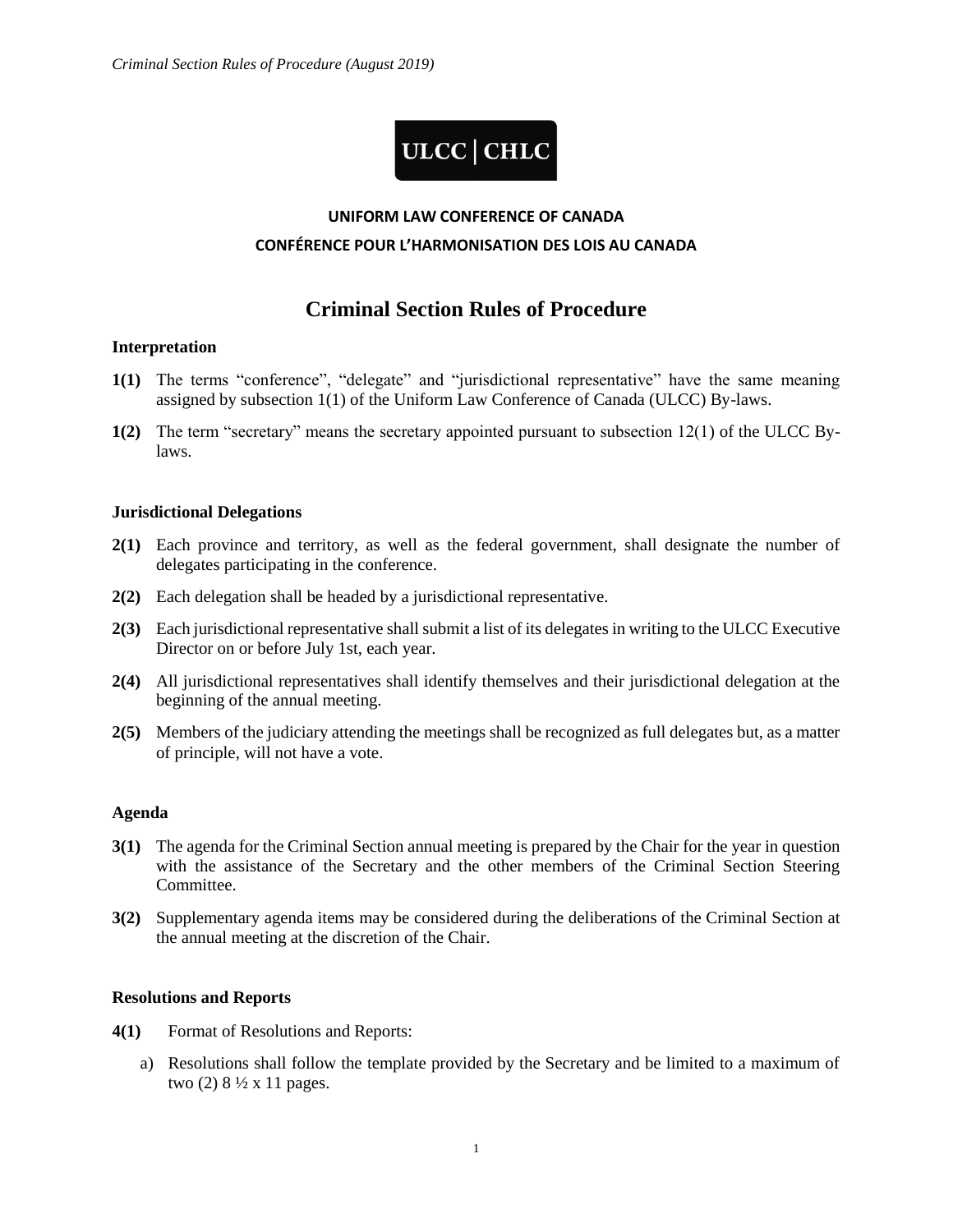**ULCC | CHLC**

**UNIFORM LAW CONFERENCE OF CANADA**

**CONFÉRENCE POUR L'HARMONISATION DES LOIS AU CANADA**

# Criminal Section Rules of Procedure

### Interpretation

**1(1)** The terms "conference", "delegate" and "jurisdictional representative" have the same meaning assigned by subsection 1(1) of the Uniform Law Conference of Canada (ULCC) By-laws.

**1(2)** The term "secretary" means the secretary appointed pursuant to subsection 12(1) of the ULCC By-laws.

### Jurisdictional Delegations

**2(1)** Each province and territory, as well as the federal government, shall designate the number of delegates participating in the conference.

**2(2)** Each delegation shall be headed by a jurisdictional representative.

**2(3)** Each jurisdictional representative shall submit a list of its delegates in writing to the ULCC Executive Director on or before July 1st, each year.

**2(4)** All jurisdictional representatives shall identify themselves and their jurisdictional delegation at the beginning of the annual meeting.

**2(5)** Members of the judiciary attending the meetings shall be recognized as full delegates but, as a matter of principle, will not have a vote.

### Agenda

**3(1)** The agenda for the Criminal Section annual meeting is prepared by the Chair for the year in question with the assistance of the Secretary and the other members of the Criminal Section Steering Committee.

**3(2)** Supplementary agenda items may be considered during the deliberations of the Criminal Section at the annual meeting at the discretion of the Chair.

### Resolutions and Reports

**4(1)** Format of Resolutions and Reports:

a) Resolutions shall follow the template provided by the Secretary and be limited to a maximum of two (2) 8 ½ x 11 pages.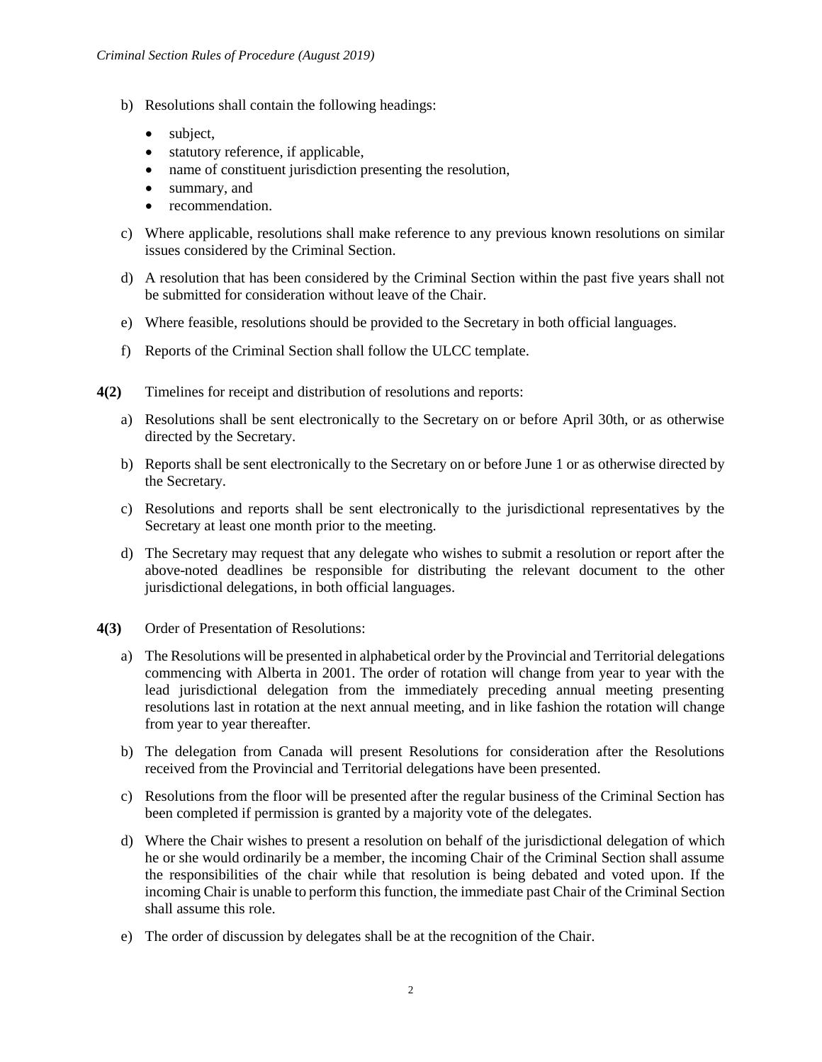b) Resolutions shall contain the following headings:

   - subject,
   - statutory reference, if applicable,
   - name of constituent jurisdiction presenting the resolution,
   - summary, and
   - recommendation.

c) Where applicable, resolutions shall make reference to any previous known resolutions on similar issues considered by the Criminal Section.

d) A resolution that has been considered by the Criminal Section within the past five years shall not be submitted for consideration without leave of the Chair.

e) Where feasible, resolutions should be provided to the Secretary in both official languages.

f) Reports of the Criminal Section shall follow the ULCC template.

**4(2)** Timelines for receipt and distribution of resolutions and reports:

a) Resolutions shall be sent electronically to the Secretary on or before April 30th, or as otherwise directed by the Secretary.

b) Reports shall be sent electronically to the Secretary on or before June 1 or as otherwise directed by the Secretary.

c) Resolutions and reports shall be sent electronically to the jurisdictional representatives by the Secretary at least one month prior to the meeting.

d) The Secretary may request that any delegate who wishes to submit a resolution or report after the above-noted deadlines be responsible for distributing the relevant document to the other jurisdictional delegations, in both official languages.

**4(3)** Order of Presentation of Resolutions:

a) The Resolutions will be presented in alphabetical order by the Provincial and Territorial delegations commencing with Alberta in 2001. The order of rotation will change from year to year with the lead jurisdictional delegation from the immediately preceding annual meeting presenting resolutions last in rotation at the next annual meeting, and in like fashion the rotation will change from year to year thereafter.

b) The delegation from Canada will present Resolutions for consideration after the Resolutions received from the Provincial and Territorial delegations have been presented.

c) Resolutions from the floor will be presented after the regular business of the Criminal Section has been completed if permission is granted by a majority vote of the delegates.

d) Where the Chair wishes to present a resolution on behalf of the jurisdictional delegation of which he or she would ordinarily be a member, the incoming Chair of the Criminal Section shall assume the responsibilities of the chair while that resolution is being debated and voted upon. If the incoming Chair is unable to perform this function, the immediate past Chair of the Criminal Section shall assume this role.

e) The order of discussion by delegates shall be at the recognition of the Chair.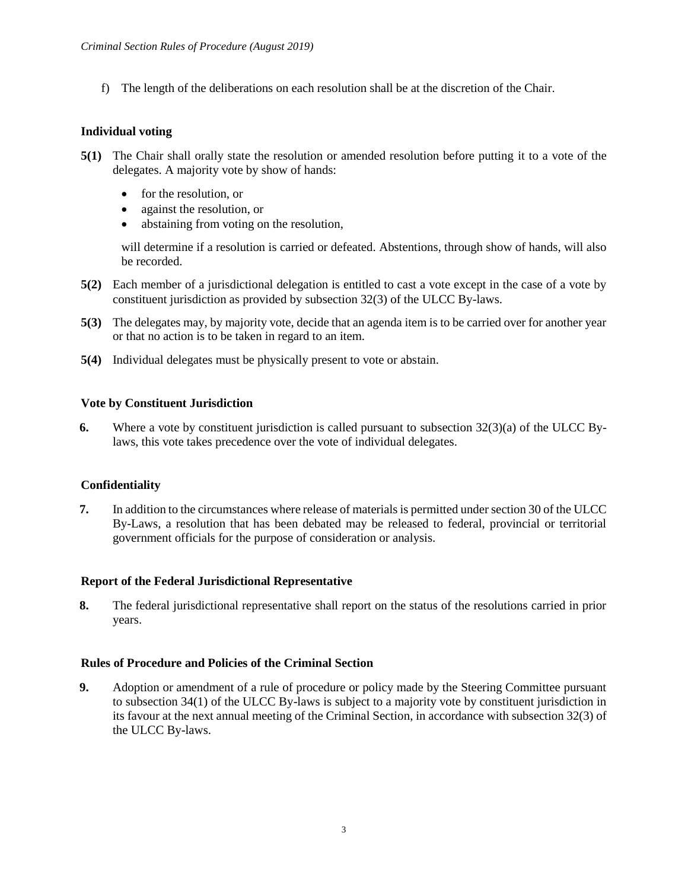f) The length of the deliberations on each resolution shall be at the discretion of the Chair.

**Individual voting**

**5(1)** The Chair shall orally state the resolution or amended resolution before putting it to a vote of the delegates. A majority vote by show of hands:

- for the resolution, or
- against the resolution, or
- abstaining from voting on the resolution,

will determine if a resolution is carried or defeated. Abstentions, through show of hands, will also be recorded.

**5(2)** Each member of a jurisdictional delegation is entitled to cast a vote except in the case of a vote by constituent jurisdiction as provided by subsection 32(3) of the ULCC By-laws.

**5(3)** The delegates may, by majority vote, decide that an agenda item is to be carried over for another year or that no action is to be taken in regard to an item.

**5(4)** Individual delegates must be physically present to vote or abstain.

**Vote by Constituent Jurisdiction**

**6.** Where a vote by constituent jurisdiction is called pursuant to subsection 32(3)(a) of the ULCC By-laws, this vote takes precedence over the vote of individual delegates.

**Confidentiality**

**7.** In addition to the circumstances where release of materials is permitted under section 30 of the ULCC By-Laws, a resolution that has been debated may be released to federal, provincial or territorial government officials for the purpose of consideration or analysis.

**Report of the Federal Jurisdictional Representative**

**8.** The federal jurisdictional representative shall report on the status of the resolutions carried in prior years.

**Rules of Procedure and Policies of the Criminal Section**

**9.** Adoption or amendment of a rule of procedure or policy made by the Steering Committee pursuant to subsection 34(1) of the ULCC By-laws is subject to a majority vote by constituent jurisdiction in its favour at the next annual meeting of the Criminal Section, in accordance with subsection 32(3) of the ULCC By-laws.